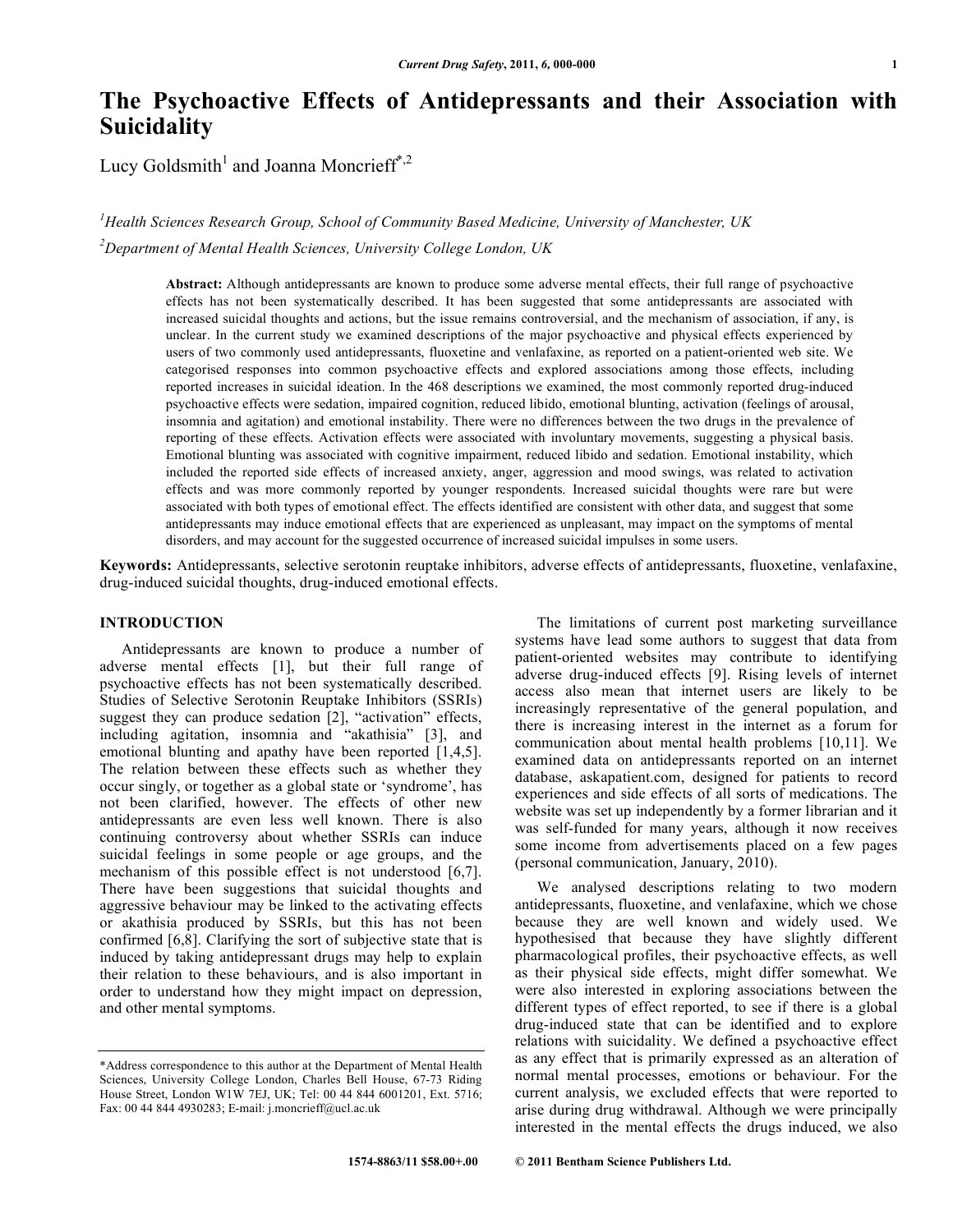# The Psychoactive Effects of Antidepressants and their Association with Suicidality

Lucy Goldsmith[1] and Joanna Moncrieff[*,2]

[1]Health Sciences Research Group, School of Community Based Medicine, University of Manchester, UK

[2]Department of Mental Health Sciences, University College London, UK

**Abstract:** Although antidepressants are known to produce some adverse mental effects, their full range of psychoactive effects has not been systematically described. It has been suggested that some antidepressants are associated with increased suicidal thoughts and actions, but the issue remains controversial, and the mechanism of association, if any, is unclear. In the current study we examined descriptions of the major psychoactive and physical effects experienced by users of two commonly used antidepressants, fluoxetine and venlafaxine, as reported on a patient-oriented web site. We categorised responses into common psychoactive effects and explored associations among those effects, including reported increases in suicidal ideation. In the 468 descriptions we examined, the most commonly reported drug-induced psychoactive effects were sedation, impaired cognition, reduced libido, emotional blunting, activation (feelings of arousal, insomnia and agitation) and emotional instability. There were no differences between the two drugs in the prevalence of reporting of these effects. Activation effects were associated with involuntary movements, suggesting a physical basis. Emotional blunting was associated with cognitive impairment, reduced libido and sedation. Emotional instability, which included the reported side effects of increased anxiety, anger, aggression and mood swings, was related to activation effects and was more commonly reported by younger respondents. Increased suicidal thoughts were rare but were associated with both types of emotional effect. The effects identified are consistent with other data, and suggest that some antidepressants may induce emotional effects that are experienced as unpleasant, may impact on the symptoms of mental disorders, and may account for the suggested occurrence of increased suicidal impulses in some users.

**Keywords:** Antidepressants, selective serotonin reuptake inhibitors, adverse effects of antidepressants, fluoxetine, venlafaxine, drug-induced suicidal thoughts, drug-induced emotional effects.

## INTRODUCTION

Antidepressants are known to produce a number of adverse mental effects [1], but their full range of psychoactive effects has not been systematically described. Studies of Selective Serotonin Reuptake Inhibitors (SSRIs) suggest they can produce sedation [2], "activation" effects, including agitation, insomnia and "akathisia" [3], and emotional blunting and apathy have been reported [1,4,5]. The relation between these effects such as whether they occur singly, or together as a global state or 'syndrome', has not been clarified, however. The effects of other new antidepressants are even less well known. There is also continuing controversy about whether SSRIs can induce suicidal feelings in some people or age groups, and the mechanism of this possible effect is not understood [6,7]. There have been suggestions that suicidal thoughts and aggressive behaviour may be linked to the activating effects or akathisia produced by SSRIs, but this has not been confirmed [6,8]. Clarifying the sort of subjective state that is induced by taking antidepressant drugs may help to explain their relation to these behaviours, and is also important in order to understand how they might impact on depression, and other mental symptoms.

The limitations of current post marketing surveillance systems have lead some authors to suggest that data from patient-oriented websites may contribute to identifying adverse drug-induced effects [9]. Rising levels of internet access also mean that internet users are likely to be increasingly representative of the general population, and there is increasing interest in the internet as a forum for communication about mental health problems [10,11]. We examined data on antidepressants reported on an internet database, askapatient.com, designed for patients to record experiences and side effects of all sorts of medications. The website was set up independently by a former librarian and it was self-funded for many years, although it now receives some income from advertisements placed on a few pages (personal communication, January, 2010).

We analysed descriptions relating to two modern antidepressants, fluoxetine, and venlafaxine, which we chose because they are well known and widely used. We hypothesised that because they have slightly different pharmacological profiles, their psychoactive effects, as well as their physical side effects, might differ somewhat. We were also interested in exploring associations between the different types of effect reported, to see if there is a global drug-induced state that can be identified and to explore relations with suicidality. We defined a psychoactive effect as any effect that is primarily expressed as an alteration of normal mental processes, emotions or behaviour. For the current analysis, we excluded effects that were reported to arise during drug withdrawal. Although we were principally interested in the mental effects the drugs induced, we also

*Address correspondence to this author at the Department of Mental Health Sciences, University College London, Charles Bell House, 67-73 Riding House Street, London W1W 7EJ, UK; Tel: 00 44 844 6001201, Ext. 5716; Fax: 00 44 844 4930283; E-mail: j.moncrieff@ucl.ac.uk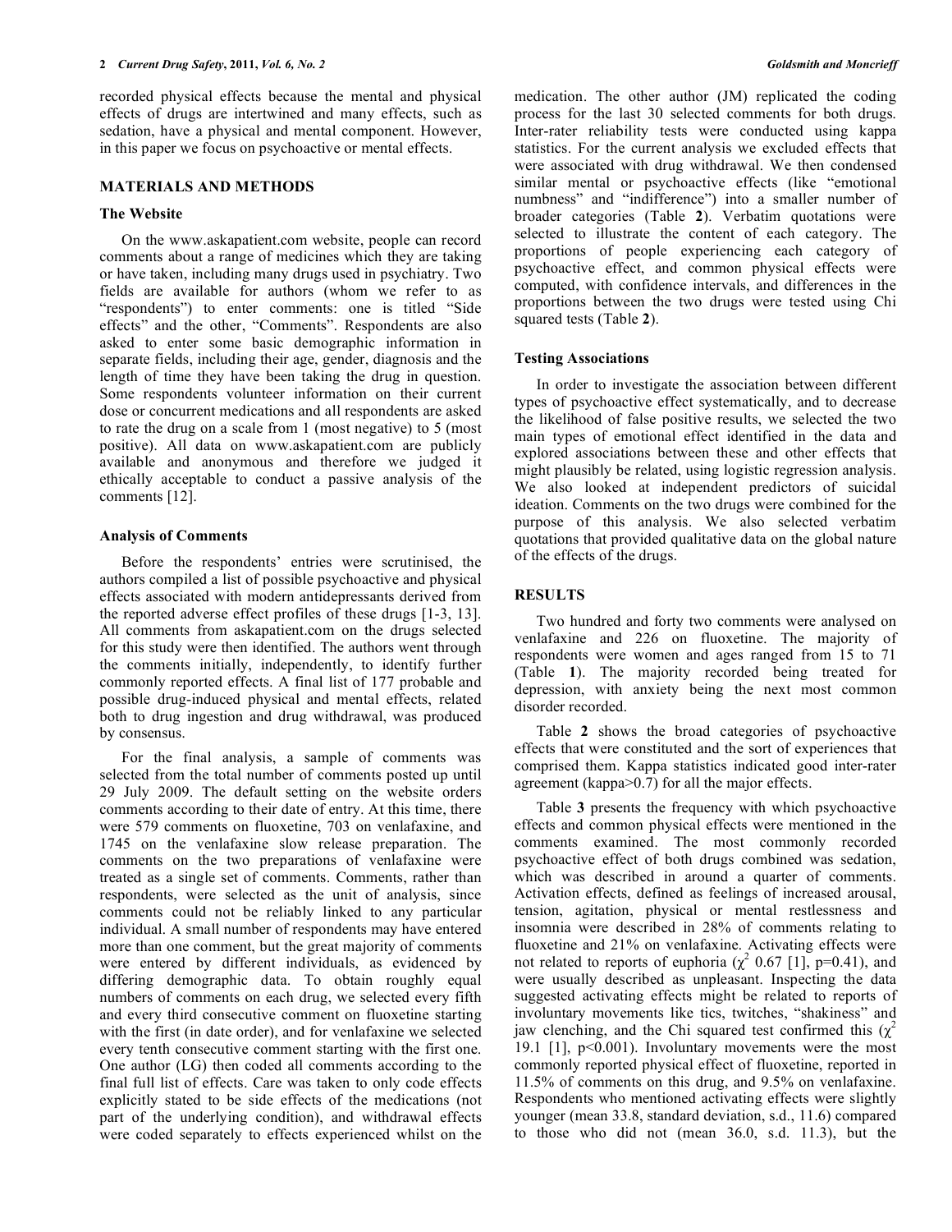recorded physical effects because the mental and physical effects of drugs are intertwined and many effects, such as sedation, have a physical and mental component. However, in this paper we focus on psychoactive or mental effects.

## MATERIALS AND METHODS

### The Website

On the www.askapatient.com website, people can record comments about a range of medicines which they are taking or have taken, including many drugs used in psychiatry. Two fields are available for authors (whom we refer to as "respondents") to enter comments: one is titled "Side effects" and the other, "Comments". Respondents are also asked to enter some basic demographic information in separate fields, including their age, gender, diagnosis and the length of time they have been taking the drug in question. Some respondents volunteer information on their current dose or concurrent medications and all respondents are asked to rate the drug on a scale from 1 (most negative) to 5 (most positive). All data on www.askapatient.com are publicly available and anonymous and therefore we judged it ethically acceptable to conduct a passive analysis of the comments [12].

### Analysis of Comments

Before the respondents' entries were scrutinised, the authors compiled a list of possible psychoactive and physical effects associated with modern antidepressants derived from the reported adverse effect profiles of these drugs [1-3, 13]. All comments from askapatient.com on the drugs selected for this study were then identified. The authors went through the comments initially, independently, to identify further commonly reported effects. A final list of 177 probable and possible drug-induced physical and mental effects, related both to drug ingestion and drug withdrawal, was produced by consensus.

For the final analysis, a sample of comments was selected from the total number of comments posted up until 29 July 2009. The default setting on the website orders comments according to their date of entry. At this time, there were 579 comments on fluoxetine, 703 on venlafaxine, and 1745 on the venlafaxine slow release preparation. The comments on the two preparations of venlafaxine were treated as a single set of comments. Comments, rather than respondents, were selected as the unit of analysis, since comments could not be reliably linked to any particular individual. A small number of respondents may have entered more than one comment, but the great majority of comments were entered by different individuals, as evidenced by differing demographic data. To obtain roughly equal numbers of comments on each drug, we selected every fifth and every third consecutive comment on fluoxetine starting with the first (in date order), and for venlafaxine we selected every tenth consecutive comment starting with the first one. One author (LG) then coded all comments according to the final full list of effects. Care was taken to only code effects explicitly stated to be side effects of the medications (not part of the underlying condition), and withdrawal effects were coded separately to effects experienced whilst on the medication. The other author (JM) replicated the coding process for the last 30 selected comments for both drugs. Inter-rater reliability tests were conducted using kappa statistics. For the current analysis we excluded effects that were associated with drug withdrawal. We then condensed similar mental or psychoactive effects (like "emotional numbness" and "indifference") into a smaller number of broader categories (Table **2**). Verbatim quotations were selected to illustrate the content of each category. The proportions of people experiencing each category of psychoactive effect, and common physical effects were computed, with confidence intervals, and differences in the proportions between the two drugs were tested using Chi squared tests (Table **2**).

### Testing Associations

In order to investigate the association between different types of psychoactive effect systematically, and to decrease the likelihood of false positive results, we selected the two main types of emotional effect identified in the data and explored associations between these and other effects that might plausibly be related, using logistic regression analysis. We also looked at independent predictors of suicidal ideation. Comments on the two drugs were combined for the purpose of this analysis. We also selected verbatim quotations that provided qualitative data on the global nature of the effects of the drugs.

## RESULTS

Two hundred and forty two comments were analysed on venlafaxine and 226 on fluoxetine. The majority of respondents were women and ages ranged from 15 to 71 (Table **1**). The majority recorded being treated for depression, with anxiety being the next most common disorder recorded.

Table **2** shows the broad categories of psychoactive effects that were constituted and the sort of experiences that comprised them. Kappa statistics indicated good inter-rater agreement (kappa>0.7) for all the major effects.

Table **3** presents the frequency with which psychoactive effects and common physical effects were mentioned in the comments examined. The most commonly recorded psychoactive effect of both drugs combined was sedation, which was described in around a quarter of comments. Activation effects, defined as feelings of increased arousal, tension, agitation, physical or mental restlessness and insomnia were described in 28% of comments relating to fluoxetine and 21% on venlafaxine. Activating effects were not related to reports of euphoria ($\chi^2$ 0.67 [1], p=0.41), and were usually described as unpleasant. Inspecting the data suggested activating effects might be related to reports of involuntary movements like tics, twitches, "shakiness" and jaw clenching, and the Chi squared test confirmed this ($\chi^2$ 19.1 [1], p<0.001). Involuntary movements were the most commonly reported physical effect of fluoxetine, reported in 11.5% of comments on this drug, and 9.5% on venlafaxine. Respondents who mentioned activating effects were slightly younger (mean 33.8, standard deviation, s.d., 11.6) compared to those who did not (mean 36.0, s.d. 11.3), but the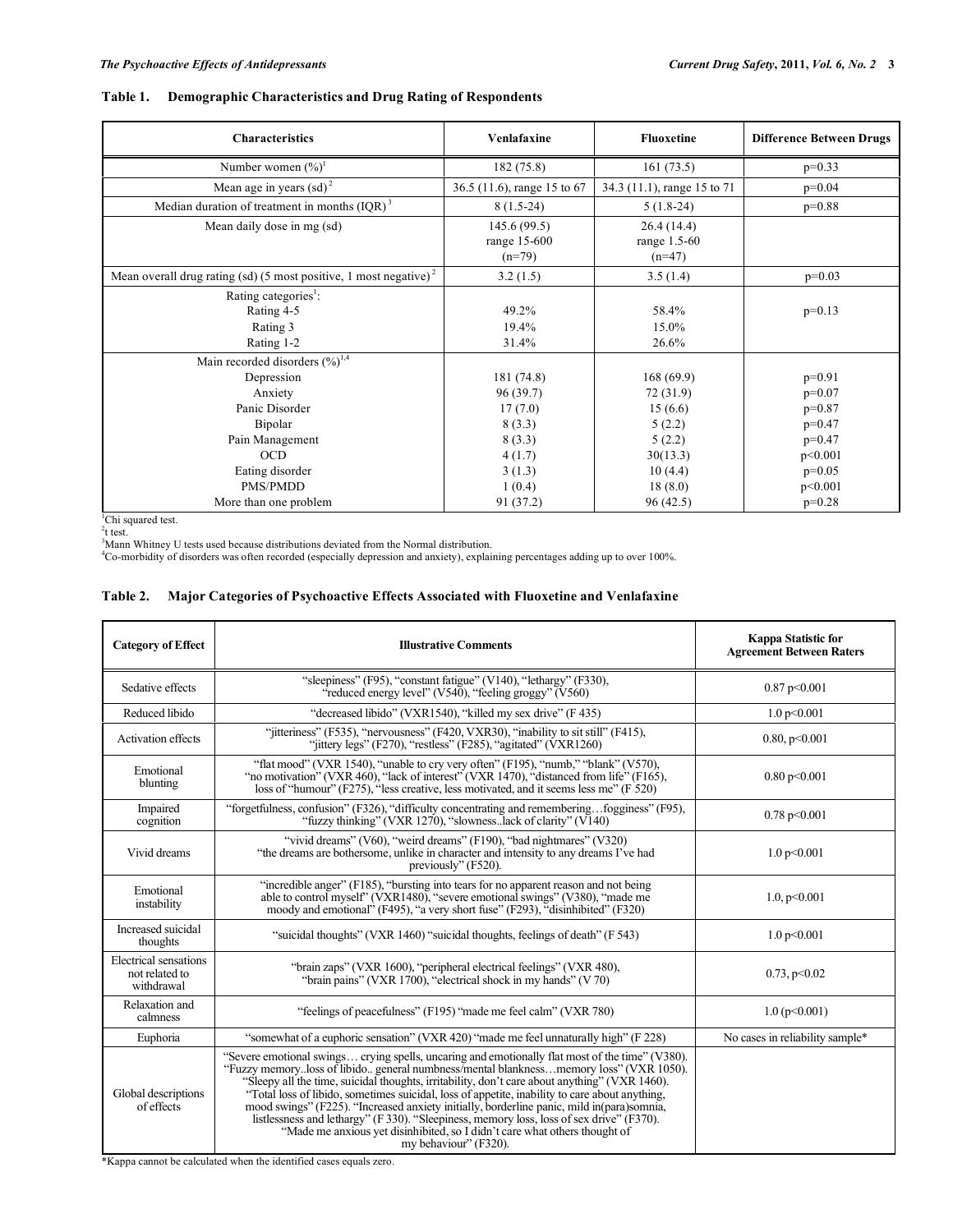**Table 1. Demographic Characteristics and Drug Rating of Respondents**

| Characteristics | Venlafaxine | Fluoxetine | Difference Between Drugs |
|---|---|---|---|
| Number women (%)[1] | 182 (75.8) | 161 (73.5) | p=0.33 |
| Mean age in years (sd)[2] | 36.5 (11.6), range 15 to 67 | 34.3 (11.1), range 15 to 71 | p=0.04 |
| Median duration of treatment in months (IQR)[3] | 8 (1.5-24) | 5 (1.8-24) | p=0.88 |
| Mean daily dose in mg (sd) | 145.6 (99.5) range 15-600 (n=79) | 26.4 (14.4) range 1.5-60 (n=47) | |
| Mean overall drug rating (sd) (5 most positive, 1 most negative)[2] | 3.2 (1.5) | 3.5 (1.4) | p=0.03 |
| Rating categories[1]: | | | |
| Rating 4-5 | 49.2% | 58.4% | p=0.13 |
| Rating 3 | 19.4% | 15.0% | |
| Rating 1-2 | 31.4% | 26.6% | |
| Main recorded disorders (%)[1,4] | | | |
| Depression | 181 (74.8) | 168 (69.9) | p=0.91 |
| Anxiety | 96 (39.7) | 72 (31.9) | p=0.07 |
| Panic Disorder | 17 (7.0) | 15 (6.6) | p=0.87 |
| Bipolar | 8 (3.3) | 5 (2.2) | p=0.47 |
| Pain Management | 8 (3.3) | 5 (2.2) | p=0.47 |
| OCD | 4 (1.7) | 30(13.3) | p<0.001 |
| Eating disorder | 3 (1.3) | 10 (4.4) | p=0.05 |
| PMS/PMDD | 1 (0.4) | 18 (8.0) | p<0.001 |
| More than one problem | 91 (37.2) | 96 (42.5) | p=0.28 |

[1]Chi squared test.
[2]t test.
[3]Mann Whitney U tests used because distributions deviated from the Normal distribution.
[4]Co-morbidity of disorders was often recorded (especially depression and anxiety), explaining percentages adding up to over 100%.

**Table 2. Major Categories of Psychoactive Effects Associated with Fluoxetine and Venlafaxine**

| Category of Effect | Illustrative Comments | Kappa Statistic for Agreement Between Raters |
|---|---|---|
| Sedative effects | "sleepiness" (F95), "constant fatigue" (V140), "lethargy" (F330), "reduced energy level" (V540), "feeling groggy" (V560) | 0.87 p<0.001 |
| Reduced libido | "decreased libido" (VXR1540), "killed my sex drive" (F 435) | 1.0 p<0.001 |
| Activation effects | "jitteriness" (F535), "nervousness" (F420, VXR30), "inability to sit still" (F415), "jittery legs" (F270), "restless" (F285), "agitated" (VXR1260) | 0.80, p<0.001 |
| Emotional blunting | "flat mood" (VXR 1540), "unable to cry very often" (F195), "numb," "blank" (V570), "no motivation" (VXR 460), "lack of interest" (VXR 1470), "distanced from life" (F165), loss of "humour" (F275), "less creative, less motivated, and it seems less me" (F 520) | 0.80 p<0.001 |
| Impaired cognition | "forgetfulness, confusion" (F326), "difficulty concentrating and remembering…fogginess" (F95), "fuzzy thinking" (VXR 1270), "slowness..lack of clarity" (V140) | 0.78 p<0.001 |
| Vivid dreams | "vivid dreams" (V60), "weird dreams" (F190), "bad nightmares" (V320) "the dreams are bothersome, unlike in character and intensity to any dreams I've had previously" (F520). | 1.0 p<0.001 |
| Emotional instability | "incredible anger" (F185), "bursting into tears for no apparent reason and not being able to control myself" (VXR1480), "severe emotional swings" (V380), "made me moody and emotional" (F495), "a very short fuse" (F293), "disinhibited" (F320) | 1.0, p<0.001 |
| Increased suicidal thoughts | "suicidal thoughts" (VXR 1460) "suicidal thoughts, feelings of death" (F 543) | 1.0 p<0.001 |
| Electrical sensations not related to withdrawal | "brain zaps" (VXR 1600), "peripheral electrical feelings" (VXR 480), "brain pains" (VXR 1700), "electrical shock in my hands" (V 70) | 0.73, p<0.02 |
| Relaxation and calmness | "feelings of peacefulness" (F195) "made me feel calm" (VXR 780) | 1.0 (p<0.001) |
| Euphoria | "somewhat of a euphoric sensation" (VXR 420) "made me feel unnaturally high" (F 228) | No cases in reliability sample* |
| Global descriptions of effects | "Severe emotional swings… crying spells, uncaring and emotionally flat most of the time" (V380). "Fuzzy memory..loss of libido.. general numbness/mental blankness…memory loss" (VXR 1050). "Sleepy all the time, suicidal thoughts, irritability, don't care about anything" (VXR 1460). "Total loss of libido, sometimes suicidal, loss of appetite, inability to care about anything, mood swings" (F225). "Increased anxiety initially, borderline panic, mild in(para)somnia, listlessness and lethargy" (F 330). "Sleepiness, memory loss, loss of sex drive" (F370). "Made me anxious yet disinhibited, so I didn't care what others thought of my behaviour" (F320). | |

*Kappa cannot be calculated when the identified cases equals zero.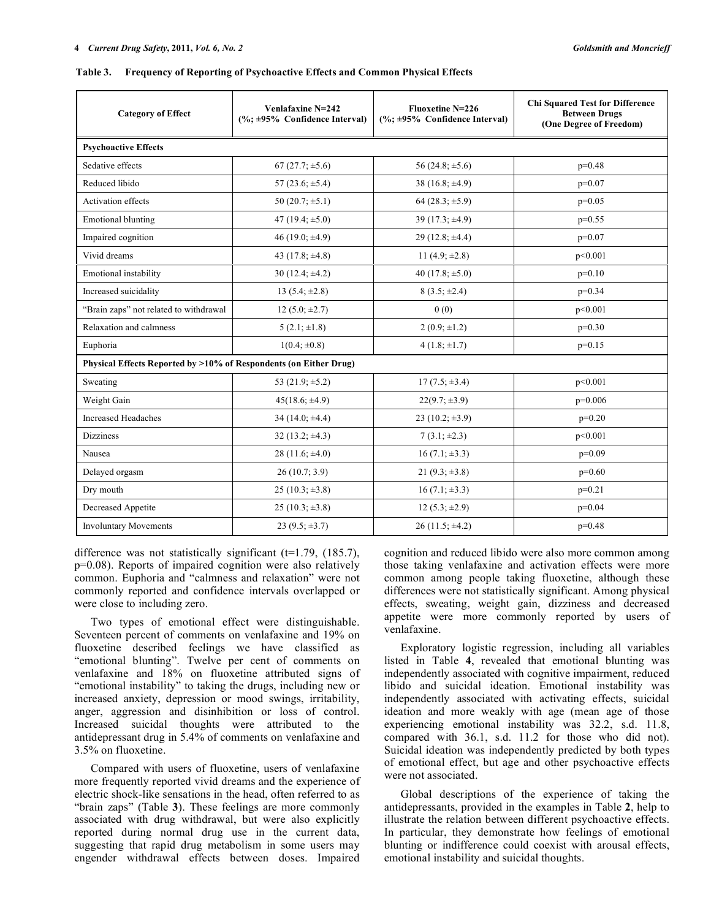**Table 3. Frequency of Reporting of Psychoactive Effects and Common Physical Effects**

| Category of Effect | Venlafaxine N=242 (%; ±95% Confidence Interval) | Fluoxetine N=226 (%; ±95% Confidence Interval) | Chi Squared Test for Difference Between Drugs (One Degree of Freedom) |
|---|---|---|---|
| **Psychoactive Effects** | | | |
| Sedative effects | 67 (27.7; ±5.6) | 56 (24.8; ±5.6) | p=0.48 |
| Reduced libido | 57 (23.6; ±5.4) | 38 (16.8; ±4.9) | p=0.07 |
| Activation effects | 50 (20.7; ±5.1) | 64 (28.3; ±5.9) | p=0.05 |
| Emotional blunting | 47 (19.4; ±5.0) | 39 (17.3; ±4.9) | p=0.55 |
| Impaired cognition | 46 (19.0; ±4.9) | 29 (12.8; ±4.4) | p=0.07 |
| Vivid dreams | 43 (17.8; ±4.8) | 11 (4.9; ±2.8) | p<0.001 |
| Emotional instability | 30 (12.4; ±4.2) | 40 (17.8; ±5.0) | p=0.10 |
| Increased suicidality | 13 (5.4; ±2.8) | 8 (3.5; ±2.4) | p=0.34 |
| "Brain zaps" not related to withdrawal | 12 (5.0; ±2.7) | 0 (0) | p<0.001 |
| Relaxation and calmness | 5 (2.1; ±1.8) | 2 (0.9; ±1.2) | p=0.30 |
| Euphoria | 1(0.4; ±0.8) | 4 (1.8; ±1.7) | p=0.15 |
| **Physical Effects Reported by >10% of Respondents (on Either Drug)** | | | |
| Sweating | 53 (21.9; ±5.2) | 17 (7.5; ±3.4) | p<0.001 |
| Weight Gain | 45(18.6; ±4.9) | 22(9.7; ±3.9) | p=0.006 |
| Increased Headaches | 34 (14.0; ±4.4) | 23 (10.2; ±3.9) | p=0.20 |
| Dizziness | 32 (13.2; ±4.3) | 7 (3.1; ±2.3) | p<0.001 |
| Nausea | 28 (11.6; ±4.0) | 16 (7.1; ±3.3) | p=0.09 |
| Delayed orgasm | 26 (10.7; 3.9) | 21 (9.3; ±3.8) | p=0.60 |
| Dry mouth | 25 (10.3; ±3.8) | 16 (7.1; ±3.3) | p=0.21 |
| Decreased Appetite | 25 (10.3; ±3.8) | 12 (5.3; ±2.9) | p=0.04 |
| Involuntary Movements | 23 (9.5; ±3.7) | 26 (11.5; ±4.2) | p=0.48 |

difference was not statistically significant (t=1.79, (185.7), p=0.08). Reports of impaired cognition were also relatively common. Euphoria and "calmness and relaxation" were not commonly reported and confidence intervals overlapped or were close to including zero.

Two types of emotional effect were distinguishable. Seventeen percent of comments on venlafaxine and 19% on fluoxetine described feelings we have classified as "emotional blunting". Twelve per cent of comments on venlafaxine and 18% on fluoxetine attributed signs of "emotional instability" to taking the drugs, including new or increased anxiety, depression or mood swings, irritability, anger, aggression and disinhibition or loss of control. Increased suicidal thoughts were attributed to the antidepressant drug in 5.4% of comments on venlafaxine and 3.5% on fluoxetine.

Compared with users of fluoxetine, users of venlafaxine more frequently reported vivid dreams and the experience of electric shock-like sensations in the head, often referred to as "brain zaps" (Table **3**). These feelings are more commonly associated with drug withdrawal, but were also explicitly reported during normal drug use in the current data, suggesting that rapid drug metabolism in some users may engender withdrawal effects between doses. Impaired cognition and reduced libido were also more common among those taking venlafaxine and activation effects were more common among people taking fluoxetine, although these differences were not statistically significant. Among physical effects, sweating, weight gain, dizziness and decreased appetite were more commonly reported by users of venlafaxine.

Exploratory logistic regression, including all variables listed in Table **4**, revealed that emotional blunting was independently associated with cognitive impairment, reduced libido and suicidal ideation. Emotional instability was independently associated with activating effects, suicidal ideation and more weakly with age (mean age of those experiencing emotional instability was 32.2, s.d. 11.8, compared with 36.1, s.d. 11.2 for those who did not). Suicidal ideation was independently predicted by both types of emotional effect, but age and other psychoactive effects were not associated.

Global descriptions of the experience of taking the antidepressants, provided in the examples in Table **2**, help to illustrate the relation between different psychoactive effects. In particular, they demonstrate how feelings of emotional blunting or indifference could coexist with arousal effects, emotional instability and suicidal thoughts.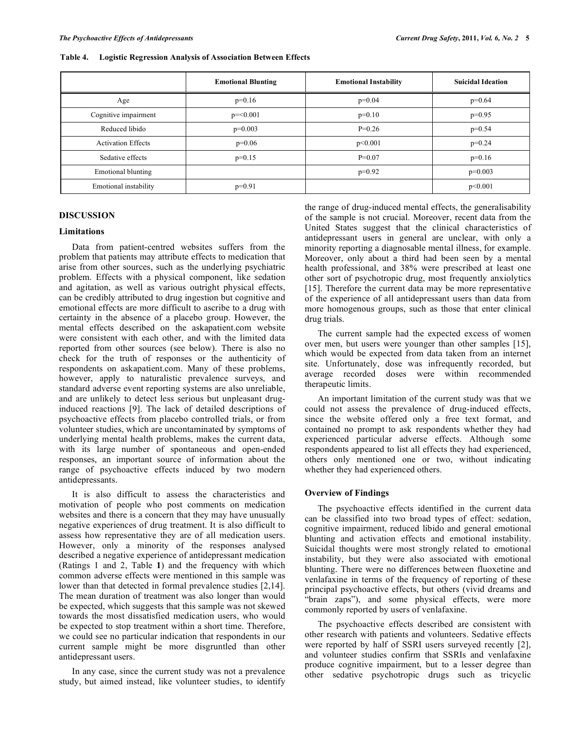**Table 4. Logistic Regression Analysis of Association Between Effects**

| | Emotional Blunting | Emotional Instability | Suicidal Ideation |
|---|---|---|---|
| Age | p=0.16 | p=0.04 | p=0.64 |
| Cognitive impairment | p=<0.001 | p=0.10 | p=0.95 |
| Reduced libido | p=0.003 | P=0.26 | p=0.54 |
| Activation Effects | p=0.06 | p<0.001 | p=0.24 |
| Sedative effects | p=0.15 | P=0.07 | p=0.16 |
| Emotional blunting | | p=0.92 | p=0.003 |
| Emotional instability | p=0.91 | | p<0.001 |

## DISCUSSION

### Limitations

Data from patient-centred websites suffers from the problem that patients may attribute effects to medication that arise from other sources, such as the underlying psychiatric problem. Effects with a physical component, like sedation and agitation, as well as various outright physical effects, can be credibly attributed to drug ingestion but cognitive and emotional effects are more difficult to ascribe to a drug with certainty in the absence of a placebo group. However, the mental effects described on the askapatient.com website were consistent with each other, and with the limited data reported from other sources (see below). There is also no check for the truth of responses or the authenticity of respondents on askapatient.com. Many of these problems, however, apply to naturalistic prevalence surveys, and standard adverse event reporting systems are also unreliable, and are unlikely to detect less serious but unpleasant drug-induced reactions [9]. The lack of detailed descriptions of psychoactive effects from placebo controlled trials, or from volunteer studies, which are uncontaminated by symptoms of underlying mental health problems, makes the current data, with its large number of spontaneous and open-ended responses, an important source of information about the range of psychoactive effects induced by two modern antidepressants.

It is also difficult to assess the characteristics and motivation of people who post comments on medication websites and there is a concern that they may have unusually negative experiences of drug treatment. It is also difficult to assess how representative they are of all medication users. However, only a minority of the responses analysed described a negative experience of antidepressant medication (Ratings 1 and 2, Table **1**) and the frequency with which common adverse effects were mentioned in this sample was lower than that detected in formal prevalence studies [2,14]. The mean duration of treatment was also longer than would be expected, which suggests that this sample was not skewed towards the most dissatisfied medication users, who would be expected to stop treatment within a short time. Therefore, we could see no particular indication that respondents in our current sample might be more disgruntled than other antidepressant users.

In any case, since the current study was not a prevalence study, but aimed instead, like volunteer studies, to identify the range of drug-induced mental effects, the generalisability of the sample is not crucial. Moreover, recent data from the United States suggest that the clinical characteristics of antidepressant users in general are unclear, with only a minority reporting a diagnosable mental illness, for example. Moreover, only about a third had been seen by a mental health professional, and 38% were prescribed at least one other sort of psychotropic drug, most frequently anxiolytics [15]. Therefore the current data may be more representative of the experience of all antidepressant users than data from more homogenous groups, such as those that enter clinical drug trials.

The current sample had the expected excess of women over men, but users were younger than other samples [15], which would be expected from data taken from an internet site. Unfortunately, dose was infrequently recorded, but average recorded doses were within recommended therapeutic limits.

An important limitation of the current study was that we could not assess the prevalence of drug-induced effects, since the website offered only a free text format, and contained no prompt to ask respondents whether they had experienced particular adverse effects. Although some respondents appeared to list all effects they had experienced, others only mentioned one or two, without indicating whether they had experienced others.

### Overview of Findings

The psychoactive effects identified in the current data can be classified into two broad types of effect: sedation, cognitive impairment, reduced libido and general emotional blunting and activation effects and emotional instability. Suicidal thoughts were most strongly related to emotional instability, but they were also associated with emotional blunting. There were no differences between fluoxetine and venlafaxine in terms of the frequency of reporting of these principal psychoactive effects, but others (vivid dreams and "brain zaps"), and some physical effects, were more commonly reported by users of venlafaxine.

The psychoactive effects described are consistent with other research with patients and volunteers. Sedative effects were reported by half of SSRI users surveyed recently [2], and volunteer studies confirm that SSRIs and venlafaxine produce cognitive impairment, but to a lesser degree than other sedative psychotropic drugs such as tricyclic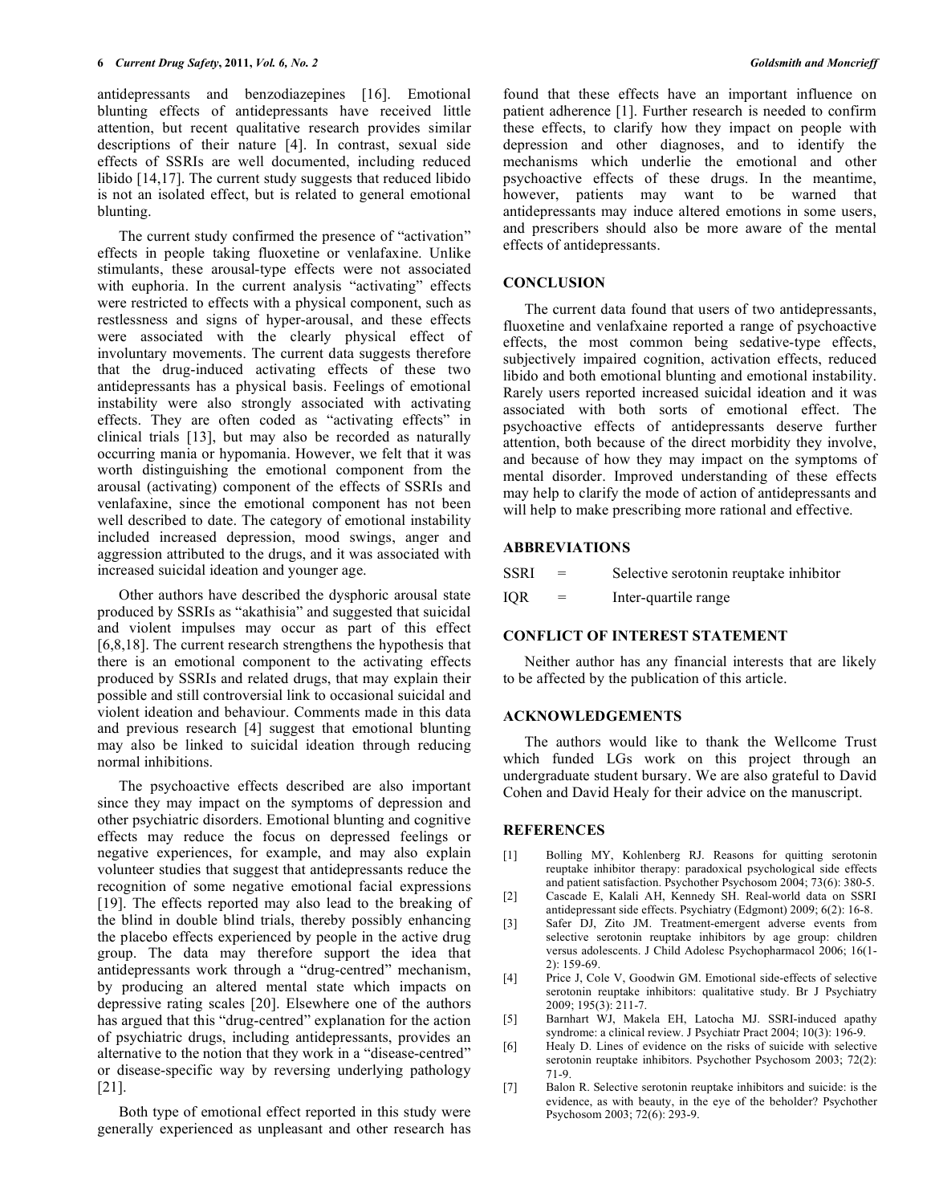antidepressants and benzodiazepines [16]. Emotional blunting effects of antidepressants have received little attention, but recent qualitative research provides similar descriptions of their nature [4]. In contrast, sexual side effects of SSRIs are well documented, including reduced libido [14,17]. The current study suggests that reduced libido is not an isolated effect, but is related to general emotional blunting.

The current study confirmed the presence of "activation" effects in people taking fluoxetine or venlafaxine. Unlike stimulants, these arousal-type effects were not associated with euphoria. In the current analysis "activating" effects were restricted to effects with a physical component, such as restlessness and signs of hyper-arousal, and these effects were associated with the clearly physical effect of involuntary movements. The current data suggests therefore that the drug-induced activating effects of these two antidepressants has a physical basis. Feelings of emotional instability were also strongly associated with activating effects. They are often coded as "activating effects" in clinical trials [13], but may also be recorded as naturally occurring mania or hypomania. However, we felt that it was worth distinguishing the emotional component from the arousal (activating) component of the effects of SSRIs and venlafaxine, since the emotional component has not been well described to date. The category of emotional instability included increased depression, mood swings, anger and aggression attributed to the drugs, and it was associated with increased suicidal ideation and younger age.

Other authors have described the dysphoric arousal state produced by SSRIs as "akathisia" and suggested that suicidal and violent impulses may occur as part of this effect [6,8,18]. The current research strengthens the hypothesis that there is an emotional component to the activating effects produced by SSRIs and related drugs, that may explain their possible and still controversial link to occasional suicidal and violent ideation and behaviour. Comments made in this data and previous research [4] suggest that emotional blunting may also be linked to suicidal ideation through reducing normal inhibitions.

The psychoactive effects described are also important since they may impact on the symptoms of depression and other psychiatric disorders. Emotional blunting and cognitive effects may reduce the focus on depressed feelings or negative experiences, for example, and may also explain volunteer studies that suggest that antidepressants reduce the recognition of some negative emotional facial expressions [19]. The effects reported may also lead to the breaking of the blind in double blind trials, thereby possibly enhancing the placebo effects experienced by people in the active drug group. The data may therefore support the idea that antidepressants work through a "drug-centred" mechanism, by producing an altered mental state which impacts on depressive rating scales [20]. Elsewhere one of the authors has argued that this "drug-centred" explanation for the action of psychiatric drugs, including antidepressants, provides an alternative to the notion that they work in a "disease-centred" or disease-specific way by reversing underlying pathology [21].

Both type of emotional effect reported in this study were generally experienced as unpleasant and other research has found that these effects have an important influence on patient adherence [1]. Further research is needed to confirm these effects, to clarify how they impact on people with depression and other diagnoses, and to identify the mechanisms which underlie the emotional and other psychoactive effects of these drugs. In the meantime, however, patients may want to be warned that antidepressants may induce altered emotions in some users, and prescribers should also be more aware of the mental effects of antidepressants.

## CONCLUSION

The current data found that users of two antidepressants, fluoxetine and venlafxaine reported a range of psychoactive effects, the most common being sedative-type effects, subjectively impaired cognition, activation effects, reduced libido and both emotional blunting and emotional instability. Rarely users reported increased suicidal ideation and it was associated with both sorts of emotional effect. The psychoactive effects of antidepressants deserve further attention, both because of the direct morbidity they involve, and because of how they may impact on the symptoms of mental disorder. Improved understanding of these effects may help to clarify the mode of action of antidepressants and will help to make prescribing more rational and effective.

## ABBREVIATIONS

| | | |
|---|---|---|
| SSRI | = | Selective serotonin reuptake inhibitor |
| IQR | = | Inter-quartile range |

## CONFLICT OF INTEREST STATEMENT

Neither author has any financial interests that are likely to be affected by the publication of this article.

## ACKNOWLEDGEMENTS

The authors would like to thank the Wellcome Trust which funded LGs work on this project through an undergraduate student bursary. We are also grateful to David Cohen and David Healy for their advice on the manuscript.

## REFERENCES

[1] Bolling MY, Kohlenberg RJ. Reasons for quitting serotonin reuptake inhibitor therapy: paradoxical psychological side effects and patient satisfaction. Psychother Psychosom 2004; 73(6): 380-5.

[2] Cascade E, Kalali AH, Kennedy SH. Real-world data on SSRI antidepressant side effects. Psychiatry (Edgmont) 2009; 6(2): 16-8.

[3] Safer DJ, Zito JM. Treatment-emergent adverse events from selective serotonin reuptake inhibitors by age group: children versus adolescents. J Child Adolesc Psychopharmacol 2006; 16(1-2): 159-69.

[4] Price J, Cole V, Goodwin GM. Emotional side-effects of selective serotonin reuptake inhibitors: qualitative study. Br J Psychiatry 2009; 195(3): 211-7.

[5] Barnhart WJ, Makela EH, Latocha MJ. SSRI-induced apathy syndrome: a clinical review. J Psychiatr Pract 2004; 10(3): 196-9.

[6] Healy D. Lines of evidence on the risks of suicide with selective serotonin reuptake inhibitors. Psychother Psychosom 2003; 72(2): 71-9.

[7] Balon R. Selective serotonin reuptake inhibitors and suicide: is the evidence, as with beauty, in the eye of the beholder? Psychother Psychosom 2003; 72(6): 293-9.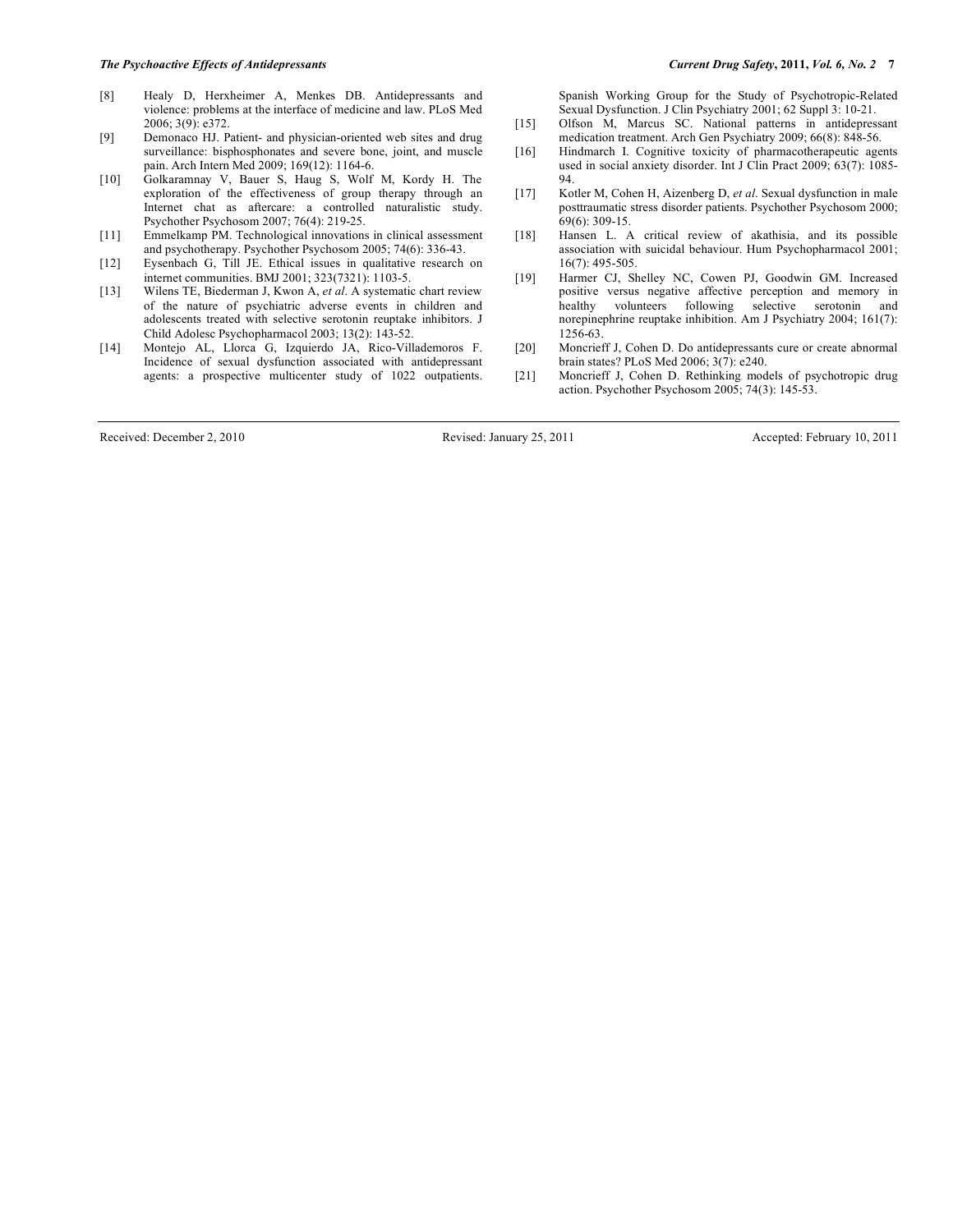[8] Healy D, Herxheimer A, Menkes DB. Antidepressants and violence: problems at the interface of medicine and law. PLoS Med 2006; 3(9): e372.

[9] Demonaco HJ. Patient- and physician-oriented web sites and drug surveillance: bisphosphonates and severe bone, joint, and muscle pain. Arch Intern Med 2009; 169(12): 1164-6.

[10] Golkaramnay V, Bauer S, Haug S, Wolf M, Kordy H. The exploration of the effectiveness of group therapy through an Internet chat as aftercare: a controlled naturalistic study. Psychother Psychosom 2007; 76(4): 219-25.

[11] Emmelkamp PM. Technological innovations in clinical assessment and psychotherapy. Psychother Psychosom 2005; 74(6): 336-43.

[12] Eysenbach G, Till JE. Ethical issues in qualitative research on internet communities. BMJ 2001; 323(7321): 1103-5.

[13] Wilens TE, Biederman J, Kwon A, *et al*. A systematic chart review of the nature of psychiatric adverse events in children and adolescents treated with selective serotonin reuptake inhibitors. J Child Adolesc Psychopharmacol 2003; 13(2): 143-52.

[14] Montejo AL, Llorca G, Izquierdo JA, Rico-Villademoros F. Incidence of sexual dysfunction associated with antidepressant agents: a prospective multicenter study of 1022 outpatients. Spanish Working Group for the Study of Psychotropic-Related Sexual Dysfunction. J Clin Psychiatry 2001; 62 Suppl 3: 10-21.

[15] Olfson M, Marcus SC. National patterns in antidepressant medication treatment. Arch Gen Psychiatry 2009; 66(8): 848-56.

[16] Hindmarch I. Cognitive toxicity of pharmacotherapeutic agents used in social anxiety disorder. Int J Clin Pract 2009; 63(7): 1085-94.

[17] Kotler M, Cohen H, Aizenberg D, *et al*. Sexual dysfunction in male posttraumatic stress disorder patients. Psychother Psychosom 2000; 69(6): 309-15.

[18] Hansen L. A critical review of akathisia, and its possible association with suicidal behaviour. Hum Psychopharmacol 2001; 16(7): 495-505.

[19] Harmer CJ, Shelley NC, Cowen PJ, Goodwin GM. Increased positive versus negative affective perception and memory in healthy volunteers following selective serotonin and norepinephrine reuptake inhibition. Am J Psychiatry 2004; 161(7): 1256-63.

[20] Moncrieff J, Cohen D. Do antidepressants cure or create abnormal brain states? PLoS Med 2006; 3(7): e240.

[21] Moncrieff J, Cohen D. Rethinking models of psychotropic drug action. Psychother Psychosom 2005; 74(3): 145-53.

Received: December 2, 2010 Revised: January 25, 2011 Accepted: February 10, 2011